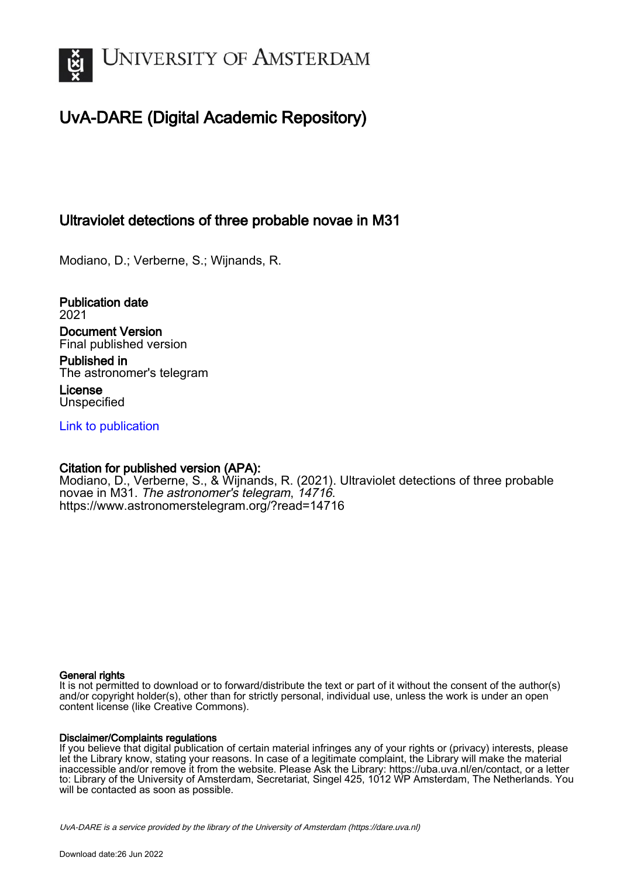# UvA-DARE (Digital Academic Repository)

## Ultraviolet detections of three probable novae in M31

Modiano, D.; Verberne, S.; Wijnands, R.

**Publication date**
2021

**Document Version**
Final published version

**Published in**
The astronomer's telegram

**License**
Unspecified

[Link to publication](https://dare.uva.nl)

**Citation for published version (APA):**
Modiano, D., Verberne, S., & Wijnands, R. (2021). Ultraviolet detections of three probable novae in M31. *The astronomer's telegram*, *14716*. https://www.astronomerstelegram.org/?read=14716

**General rights**
It is not permitted to download or to forward/distribute the text or part of it without the consent of the author(s) and/or copyright holder(s), other than for strictly personal, individual use, unless the work is under an open content license (like Creative Commons).

**Disclaimer/Complaints regulations**
If you believe that digital publication of certain material infringes any of your rights or (privacy) interests, please let the Library know, stating your reasons. In case of a legitimate complaint, the Library will make the material inaccessible and/or remove it from the website. Please Ask the Library: https://uba.uva.nl/en/contact, or a letter to: Library of the University of Amsterdam, Secretariat, Singel 425, 1012 WP Amsterdam, The Netherlands. You will be contacted as soon as possible.

UvA-DARE is a service provided by the library of the University of Amsterdam (https://dare.uva.nl)

Download date:26 Jun 2022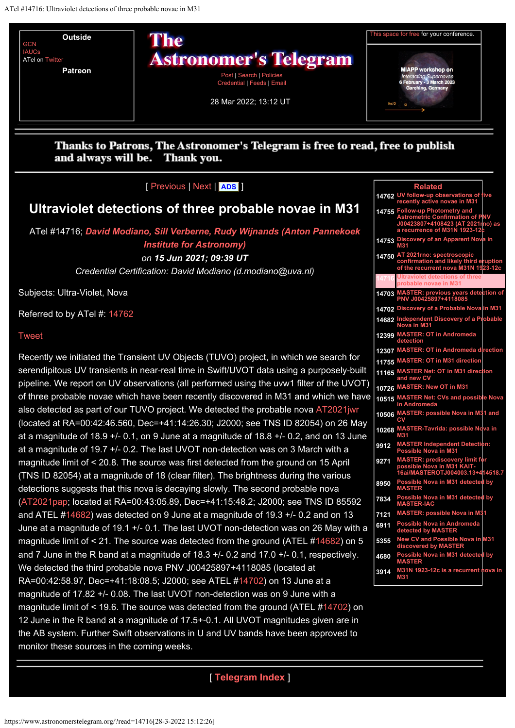Outside

GCN
IAUCs
ATel on Twitter

Patreon

# The Astronomer's Telegram

Post | Search | Policies
Credential | Feeds | Email

28 Mar 2022; 13:12 UT

This space for free for your conference.

MIAPP workshop on Interacting Supernovae
6 February - 3 March 2023
Garching, Germany

**Thanks to Patrons, The Astronomer's Telegram is free to read, free to publish and always will be. Thank you.**

[ Previous | Next | ADS ]

## Ultraviolet detections of three probable novae in M31

ATel #14716; ***David Modiano, Sill Verberne, Rudy Wijnands (Anton Pannekoek Institute for Astronomy)***
*on* ***15 Jun 2021; 09:39 UT***
*Credential Certification: David Modiano (d.modiano@uva.nl)*

Subjects: Ultra-Violet, Nova

Referred to by ATel #: 14762

Tweet

Recently we initiated the Transient UV Objects (TUVO) project, in which we search for serendipitous UV transients in near-real time in Swift/UVOT data using a purposely-built pipeline. We report on UV observations (all performed using the uvw1 filter of the UVOT) of three probable novae which have been recently discovered in M31 and which we have also detected as part of our TUVO project. We detected the probable nova AT2021jwr (located at RA=00:42:46.560, Dec=+41:14:26.30; J2000; see TNS ID 82054) on 26 May at a magnitude of 18.9 +/- 0.1, on 9 June at a magnitude of 18.8 +/- 0.2, and on 13 June at a magnitude of 19.7 +/- 0.2. The last UVOT non-detection was on 3 March with a magnitude limit of < 20.8. The source was first detected from the ground on 15 April (TNS ID 82054) at a magnitude of 18 (clear filter). The brightness during the various detections suggests that this nova is decaying slowly. The second probable nova (AT2021pap; located at RA=00:43:05.89, Dec=+41:15:48.2; J2000; see TNS ID 85592 and ATEL #14682) was detected on 9 June at a magnitude of 19.3 +/- 0.2 and on 13 June at a magnitude of 19.1 +/- 0.1. The last UVOT non-detection was on 26 May with a magnitude limit of < 21. The source was detected from the ground (ATEL #14682) on 5 and 7 June in the R band at a magnitude of 18.3 +/- 0.2 and 17.0 +/- 0.1, respectively. We detected the third probable nova PNV J00425897+4118085 (located at RA=00:42:58.97, Dec=+41:18:08.5; J2000; see ATEL #14702) on 13 June at a magnitude of 17.82 +/- 0.08. The last UVOT non-detection was on 9 June with a magnitude limit of < 19.6. The source was detected from the ground (ATEL #14702) on 12 June in the R band at a magnitude of 17.5+-0.1. All UVOT magnitudes given are in the AB system. Further Swift observations in U and UV bands have been approved to monitor these sources in the coming weeks.

[ Telegram Index ]

### Related

| | |
|---|---|
| 14762 | UV follow-up observations of five recently active novae in M31 |
| 14755 | Follow-up Photometry and Astrometric Confirmation of PNV J00423807+4108423 (AT 2021rno) as a recurrence of M31N 1923-12c |
| 14753 | Discovery of an Apparent Nova in M31 |
| 14750 | AT 2021rno: spectroscopic confirmation and likely third eruption of the recurrent nova M31N 1923-12c |
| 14716 | Ultraviolet detections of three probable novae in M31 |
| 14703 | MASTER: previous years detection of PNV J00425897+4118085 |
| 14702 | Discovery of a Probable Nova in M31 |
| 14682 | Independent Discovery of a Probable Nova in M31 |
| 12399 | MASTER: OT in Andromeda detection |
| 12307 | MASTER: OT in Andromeda direction |
| 11755 | MASTER: OT in M31 direction |
| 11165 | MASTER Net: OT in M31 direction and new CV |
| 10726 | MASTER: New OT in M31 |
| 10515 | MASTER Net: CVs and possible Nova in Andromeda |
| 10506 | MASTER: possible Nova in M31 and CV |
| 10268 | MASTER-Tavrida: possible Nova in M31 |
| 9912 | MASTER Independent Detection: Possible Nova in M31 |
| 9271 | MASTER: prediscovery limit for possible Nova in M31 KAIT-16ai/MASTEROTJ004003.13+414518.7 |
| 8950 | Possible Nova in M31 detected by MASTER |
| 7834 | Possible Nova in M31 detected by MASTER-IAC |
| 7121 | MASTER: possible Nova in M31 |
| 6911 | Possible Nova in Andromeda detected by MASTER |
| 5355 | New CV and Possible Nova in M31 discovered by MASTER |
| 4680 | Possible Nova in M31 detected by MASTER |
| 3914 | M31N 1923-12c is a recurrent nova in M31 |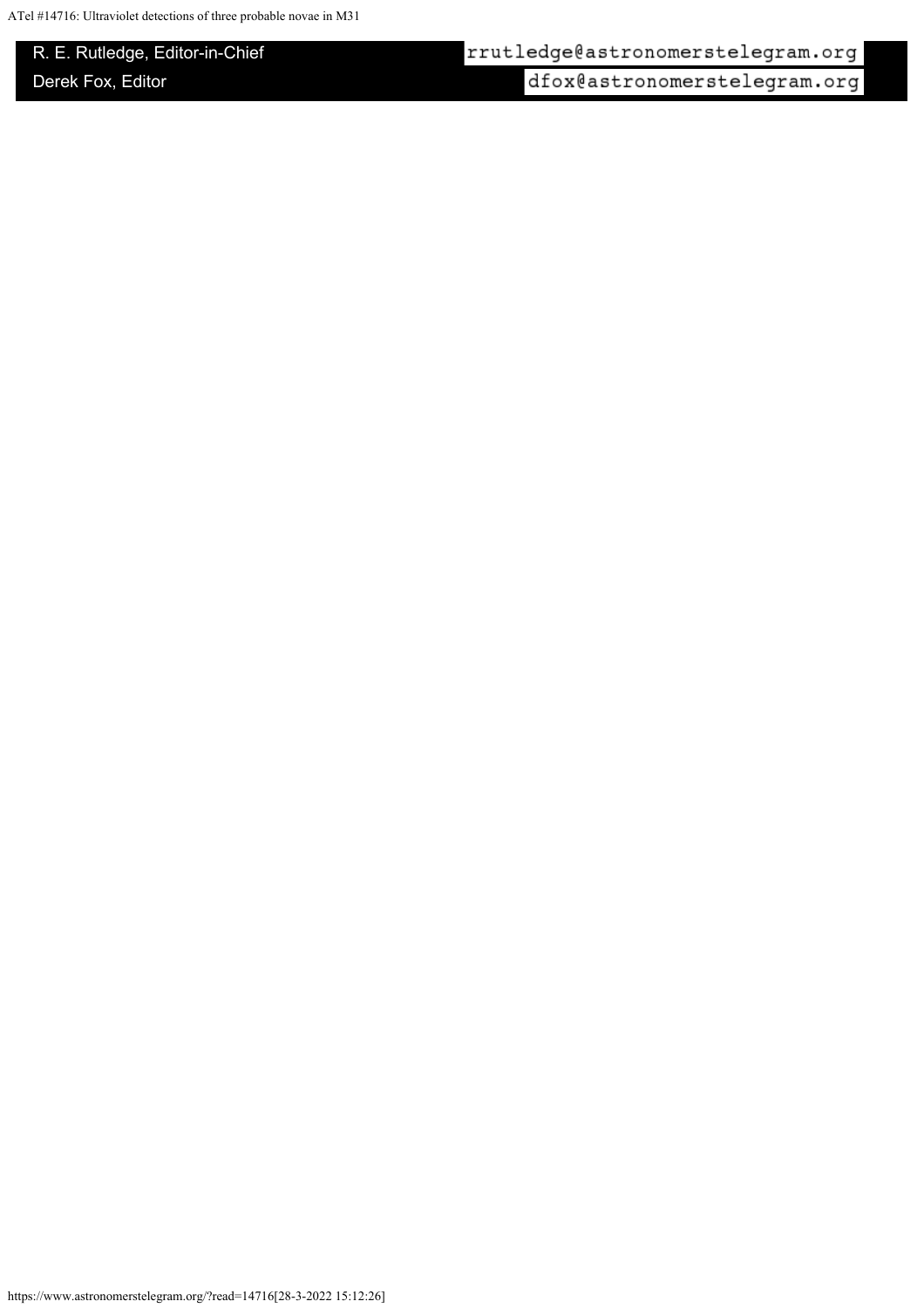R. E. Rutledge, Editor-in-Chief rrutledge@astronomerstelegram.org

Derek Fox, Editor dfox@astronomerstelegram.org